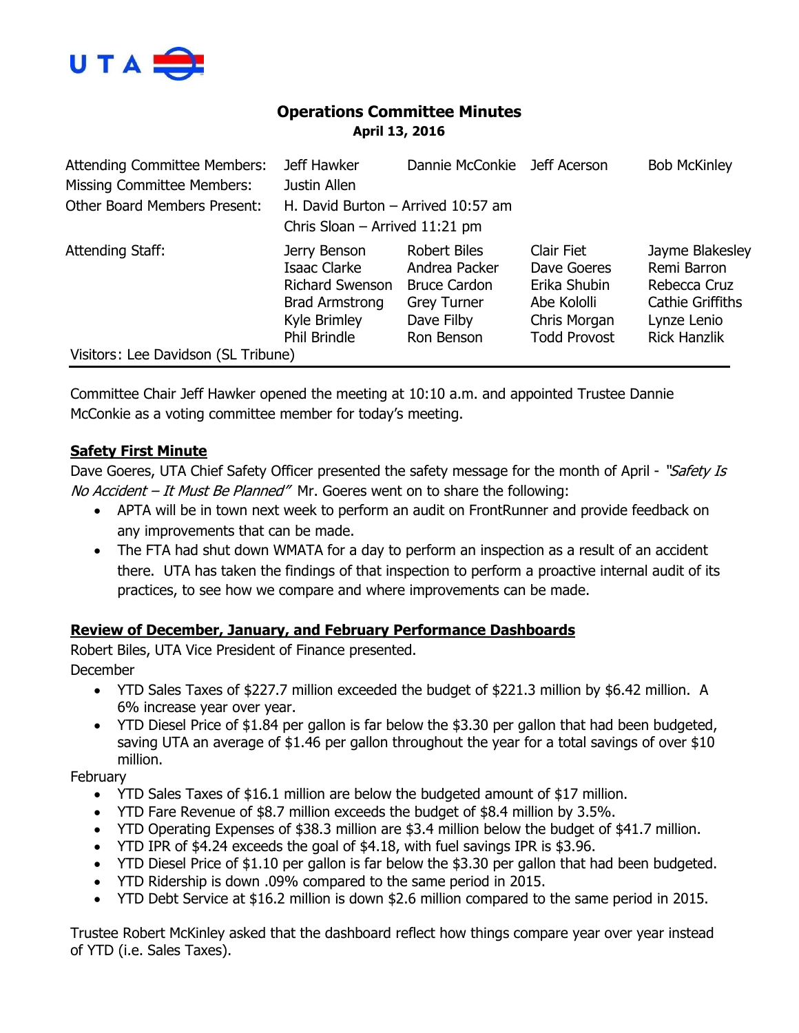UTA

# Operations Committee Minutes

**April 13, 2016**

| | | | | |
|---|---|---|---|---|
| Attending Committee Members: | Jeff Hawker | Dannie McConkie | Jeff Acerson | Bob McKinley |
| Missing Committee Members: | Justin Allen | | | |
| Other Board Members Present: | H. David Burton – Arrived 10:57 am | | | |
| | Chris Sloan – Arrived 11:21 pm | | | |
| Attending Staff: | Jerry Benson | Robert Biles | Clair Fiet | Jayme Blakesley |
| | Isaac Clarke | Andrea Packer | Dave Goeres | Remi Barron |
| | Richard Swenson | Bruce Cardon | Erika Shubin | Rebecca Cruz |
| | Brad Armstrong | Grey Turner | Abe Kololli | Cathie Griffiths |
| | Kyle Brimley | Dave Filby | Chris Morgan | Lynze Lenio |
| | Phil Brindle | Ron Benson | Todd Provost | Rick Hanzlik |

Visitors: Lee Davidson (SL Tribune)

Committee Chair Jeff Hawker opened the meeting at 10:10 a.m. and appointed Trustee Dannie McConkie as a voting committee member for today's meeting.

**Safety First Minute**

Dave Goeres, UTA Chief Safety Officer presented the safety message for the month of April - *"Safety Is No Accident – It Must Be Planned"* Mr. Goeres went on to share the following:

- APTA will be in town next week to perform an audit on FrontRunner and provide feedback on any improvements that can be made.
- The FTA had shut down WMATA for a day to perform an inspection as a result of an accident there. UTA has taken the findings of that inspection to perform a proactive internal audit of its practices, to see how we compare and where improvements can be made.

**Review of December, January, and February Performance Dashboards**

Robert Biles, UTA Vice President of Finance presented.

December

- YTD Sales Taxes of $227.7 million exceeded the budget of $221.3 million by $6.42 million. A 6% increase year over year.
- YTD Diesel Price of $1.84 per gallon is far below the $3.30 per gallon that had been budgeted, saving UTA an average of $1.46 per gallon throughout the year for a total savings of over $10 million.

February

- YTD Sales Taxes of $16.1 million are below the budgeted amount of $17 million.
- YTD Fare Revenue of $8.7 million exceeds the budget of $8.4 million by 3.5%.
- YTD Operating Expenses of $38.3 million are $3.4 million below the budget of $41.7 million.
- YTD IPR of $4.24 exceeds the goal of $4.18, with fuel savings IPR is $3.96.
- YTD Diesel Price of $1.10 per gallon is far below the $3.30 per gallon that had been budgeted.
- YTD Ridership is down .09% compared to the same period in 2015.
- YTD Debt Service at $16.2 million is down $2.6 million compared to the same period in 2015.

Trustee Robert McKinley asked that the dashboard reflect how things compare year over year instead of YTD (i.e. Sales Taxes).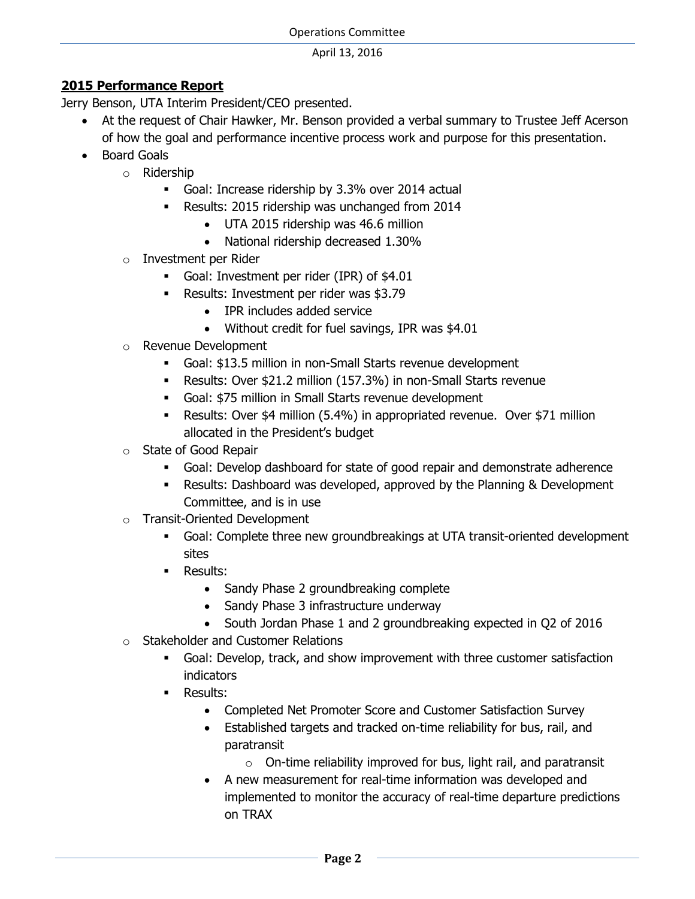**2015 Performance Report**

Jerry Benson, UTA Interim President/CEO presented.

- At the request of Chair Hawker, Mr. Benson provided a verbal summary to Trustee Jeff Acerson of how the goal and performance incentive process work and purpose for this presentation.
- Board Goals
  - Ridership
    - Goal: Increase ridership by 3.3% over 2014 actual
    - Results: 2015 ridership was unchanged from 2014
      - UTA 2015 ridership was 46.6 million
      - National ridership decreased 1.30%
  - Investment per Rider
    - Goal: Investment per rider (IPR) of $4.01
    - Results: Investment per rider was $3.79
      - IPR includes added service
      - Without credit for fuel savings, IPR was $4.01
  - Revenue Development
    - Goal: $13.5 million in non-Small Starts revenue development
    - Results: Over $21.2 million (157.3%) in non-Small Starts revenue
    - Goal: $75 million in Small Starts revenue development
    - Results: Over $4 million (5.4%) in appropriated revenue. Over $71 million allocated in the President's budget
  - State of Good Repair
    - Goal: Develop dashboard for state of good repair and demonstrate adherence
    - Results: Dashboard was developed, approved by the Planning & Development Committee, and is in use
  - Transit-Oriented Development
    - Goal: Complete three new groundbreakings at UTA transit-oriented development sites
    - Results:
      - Sandy Phase 2 groundbreaking complete
      - Sandy Phase 3 infrastructure underway
      - South Jordan Phase 1 and 2 groundbreaking expected in Q2 of 2016
  - Stakeholder and Customer Relations
    - Goal: Develop, track, and show improvement with three customer satisfaction indicators
    - Results:
      - Completed Net Promoter Score and Customer Satisfaction Survey
      - Established targets and tracked on-time reliability for bus, rail, and paratransit
        - On-time reliability improved for bus, light rail, and paratransit
      - A new measurement for real-time information was developed and implemented to monitor the accuracy of real-time departure predictions on TRAX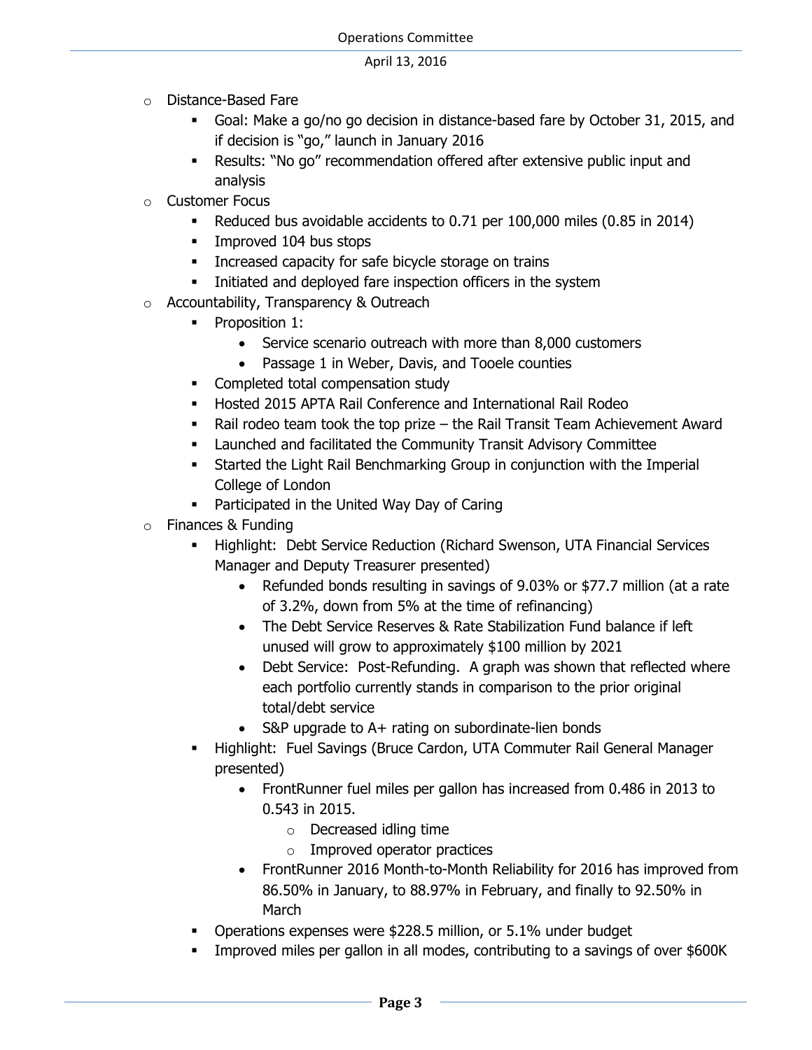- Distance-Based Fare
  - Goal: Make a go/no go decision in distance-based fare by October 31, 2015, and if decision is "go," launch in January 2016
  - Results: "No go" recommendation offered after extensive public input and analysis
- Customer Focus
  - Reduced bus avoidable accidents to 0.71 per 100,000 miles (0.85 in 2014)
  - Improved 104 bus stops
  - Increased capacity for safe bicycle storage on trains
  - Initiated and deployed fare inspection officers in the system
- Accountability, Transparency & Outreach
  - Proposition 1:
    - Service scenario outreach with more than 8,000 customers
    - Passage 1 in Weber, Davis, and Tooele counties
  - Completed total compensation study
  - Hosted 2015 APTA Rail Conference and International Rail Rodeo
  - Rail rodeo team took the top prize – the Rail Transit Team Achievement Award
  - Launched and facilitated the Community Transit Advisory Committee
  - Started the Light Rail Benchmarking Group in conjunction with the Imperial College of London
  - Participated in the United Way Day of Caring
- Finances & Funding
  - Highlight: Debt Service Reduction (Richard Swenson, UTA Financial Services Manager and Deputy Treasurer presented)
    - Refunded bonds resulting in savings of 9.03% or $77.7 million (at a rate of 3.2%, down from 5% at the time of refinancing)
    - The Debt Service Reserves & Rate Stabilization Fund balance if left unused will grow to approximately $100 million by 2021
    - Debt Service: Post-Refunding. A graph was shown that reflected where each portfolio currently stands in comparison to the prior original total/debt service
    - S&P upgrade to A+ rating on subordinate-lien bonds
  - Highlight: Fuel Savings (Bruce Cardon, UTA Commuter Rail General Manager presented)
    - FrontRunner fuel miles per gallon has increased from 0.486 in 2013 to 0.543 in 2015.
      - Decreased idling time
      - Improved operator practices
    - FrontRunner 2016 Month-to-Month Reliability for 2016 has improved from 86.50% in January, to 88.97% in February, and finally to 92.50% in March
  - Operations expenses were $228.5 million, or 5.1% under budget
  - Improved miles per gallon in all modes, contributing to a savings of over $600K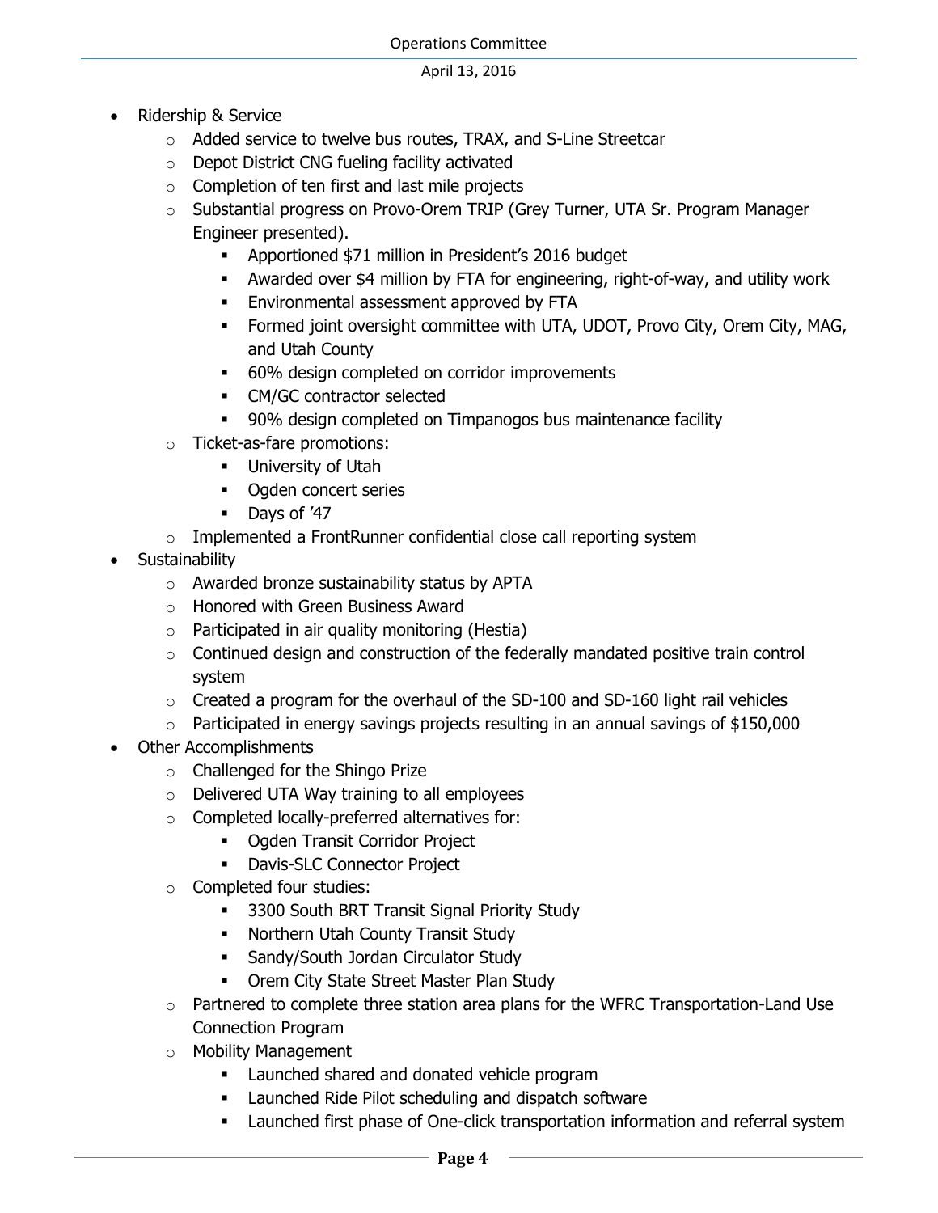- Ridership & Service
  - Added service to twelve bus routes, TRAX, and S-Line Streetcar
  - Depot District CNG fueling facility activated
  - Completion of ten first and last mile projects
  - Substantial progress on Provo-Orem TRIP (Grey Turner, UTA Sr. Program Manager Engineer presented).
    - Apportioned $71 million in President's 2016 budget
    - Awarded over $4 million by FTA for engineering, right-of-way, and utility work
    - Environmental assessment approved by FTA
    - Formed joint oversight committee with UTA, UDOT, Provo City, Orem City, MAG, and Utah County
    - 60% design completed on corridor improvements
    - CM/GC contractor selected
    - 90% design completed on Timpanogos bus maintenance facility
  - Ticket-as-fare promotions:
    - University of Utah
    - Ogden concert series
    - Days of '47
  - Implemented a FrontRunner confidential close call reporting system
- Sustainability
  - Awarded bronze sustainability status by APTA
  - Honored with Green Business Award
  - Participated in air quality monitoring (Hestia)
  - Continued design and construction of the federally mandated positive train control system
  - Created a program for the overhaul of the SD-100 and SD-160 light rail vehicles
  - Participated in energy savings projects resulting in an annual savings of $150,000
- Other Accomplishments
  - Challenged for the Shingo Prize
  - Delivered UTA Way training to all employees
  - Completed locally-preferred alternatives for:
    - Ogden Transit Corridor Project
    - Davis-SLC Connector Project
  - Completed four studies:
    - 3300 South BRT Transit Signal Priority Study
    - Northern Utah County Transit Study
    - Sandy/South Jordan Circulator Study
    - Orem City State Street Master Plan Study
  - Partnered to complete three station area plans for the WFRC Transportation-Land Use Connection Program
  - Mobility Management
    - Launched shared and donated vehicle program
    - Launched Ride Pilot scheduling and dispatch software
    - Launched first phase of One-click transportation information and referral system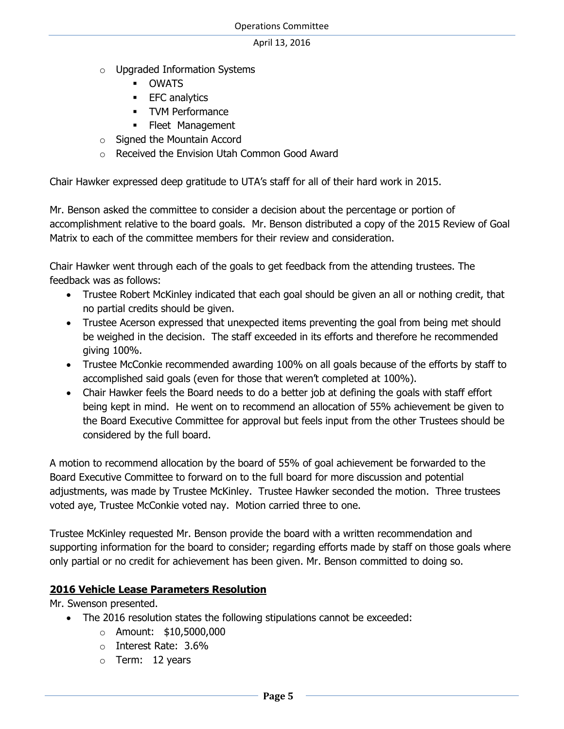- Upgraded Information Systems
  - OWATS
  - EFC analytics
  - TVM Performance
  - Fleet  Management
- Signed the Mountain Accord
- Received the Envision Utah Common Good Award

Chair Hawker expressed deep gratitude to UTA's staff for all of their hard work in 2015.

Mr. Benson asked the committee to consider a decision about the percentage or portion of accomplishment relative to the board goals. Mr. Benson distributed a copy of the 2015 Review of Goal Matrix to each of the committee members for their review and consideration.

Chair Hawker went through each of the goals to get feedback from the attending trustees. The feedback was as follows:

- Trustee Robert McKinley indicated that each goal should be given an all or nothing credit, that no partial credits should be given.
- Trustee Acerson expressed that unexpected items preventing the goal from being met should be weighed in the decision. The staff exceeded in its efforts and therefore he recommended giving 100%.
- Trustee McConkie recommended awarding 100% on all goals because of the efforts by staff to accomplished said goals (even for those that weren't completed at 100%).
- Chair Hawker feels the Board needs to do a better job at defining the goals with staff effort being kept in mind. He went on to recommend an allocation of 55% achievement be given to the Board Executive Committee for approval but feels input from the other Trustees should be considered by the full board.

A motion to recommend allocation by the board of 55% of goal achievement be forwarded to the Board Executive Committee to forward on to the full board for more discussion and potential adjustments, was made by Trustee McKinley. Trustee Hawker seconded the motion. Three trustees voted aye, Trustee McConkie voted nay. Motion carried three to one.

Trustee McKinley requested Mr. Benson provide the board with a written recommendation and supporting information for the board to consider; regarding efforts made by staff on those goals where only partial or no credit for achievement has been given. Mr. Benson committed to doing so.

## 2016 Vehicle Lease Parameters Resolution

Mr. Swenson presented.

- The 2016 resolution states the following stipulations cannot be exceeded:
  - Amount:   $10,5000,000
  - Interest Rate:  3.6%
  - Term:   12 years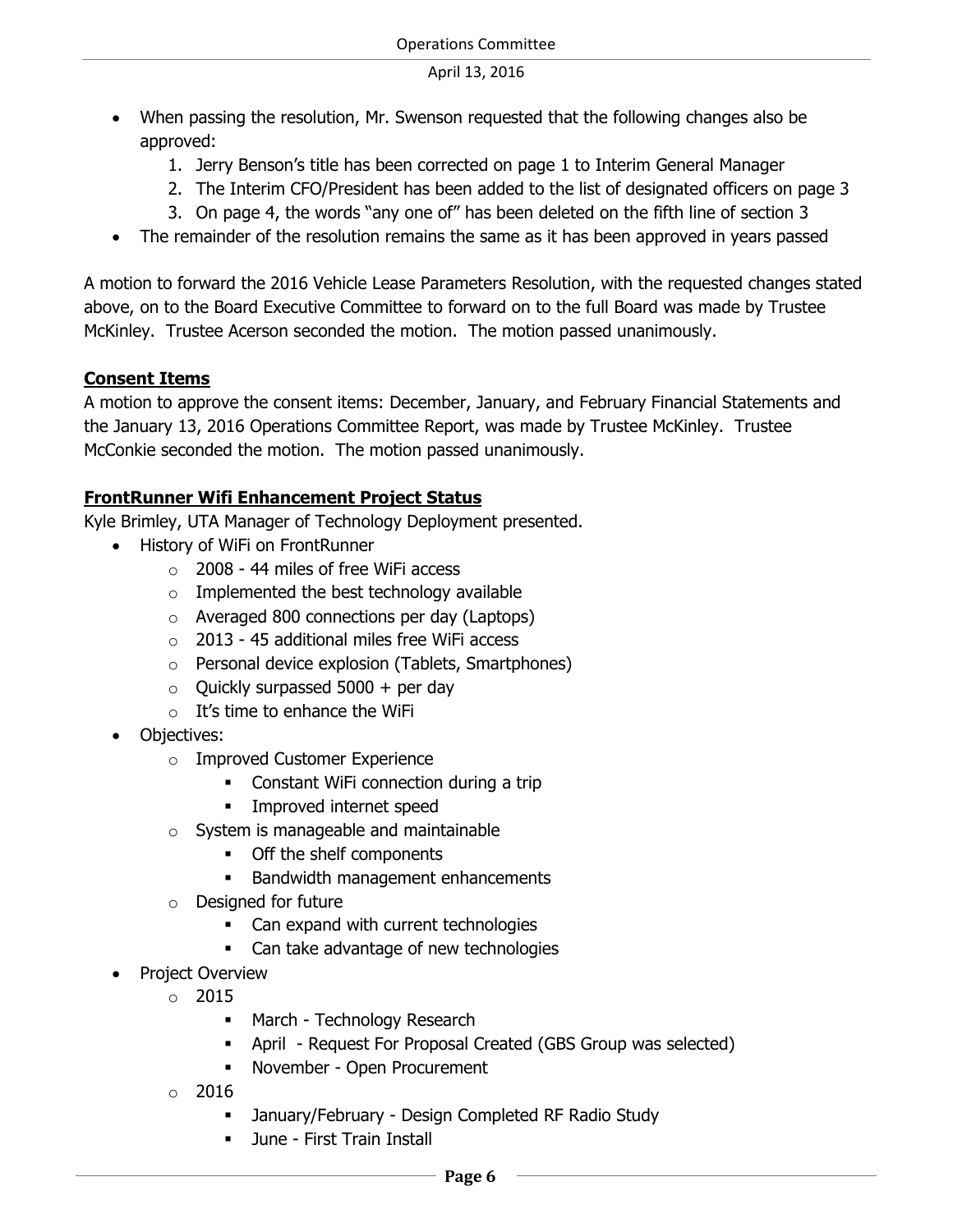- When passing the resolution, Mr. Swenson requested that the following changes also be approved:
    1. Jerry Benson's title has been corrected on page 1 to Interim General Manager
    2. The Interim CFO/President has been added to the list of designated officers on page 3
    3. On page 4, the words "any one of" has been deleted on the fifth line of section 3
- The remainder of the resolution remains the same as it has been approved in years passed

A motion to forward the 2016 Vehicle Lease Parameters Resolution, with the requested changes stated above, on to the Board Executive Committee to forward on to the full Board was made by Trustee McKinley. Trustee Acerson seconded the motion. The motion passed unanimously.

**Consent Items**

A motion to approve the consent items: December, January, and February Financial Statements and the January 13, 2016 Operations Committee Report, was made by Trustee McKinley. Trustee McConkie seconded the motion. The motion passed unanimously.

**FrontRunner Wifi Enhancement Project Status**

Kyle Brimley, UTA Manager of Technology Deployment presented.

- History of WiFi on FrontRunner
    - 2008 - 44 miles of free WiFi access
    - Implemented the best technology available
    - Averaged 800 connections per day (Laptops)
    - 2013 - 45 additional miles free WiFi access
    - Personal device explosion (Tablets, Smartphones)
    - Quickly surpassed 5000 + per day
    - It's time to enhance the WiFi
- Objectives:
    - Improved Customer Experience
        - Constant WiFi connection during a trip
        - Improved internet speed
    - System is manageable and maintainable
        - Off the shelf components
        - Bandwidth management enhancements
    - Designed for future
        - Can expand with current technologies
        - Can take advantage of new technologies
- Project Overview
    - 2015
        - March - Technology Research
        - April - Request For Proposal Created (GBS Group was selected)
        - November - Open Procurement
    - 2016
        - January/February - Design Completed RF Radio Study
        - June - First Train Install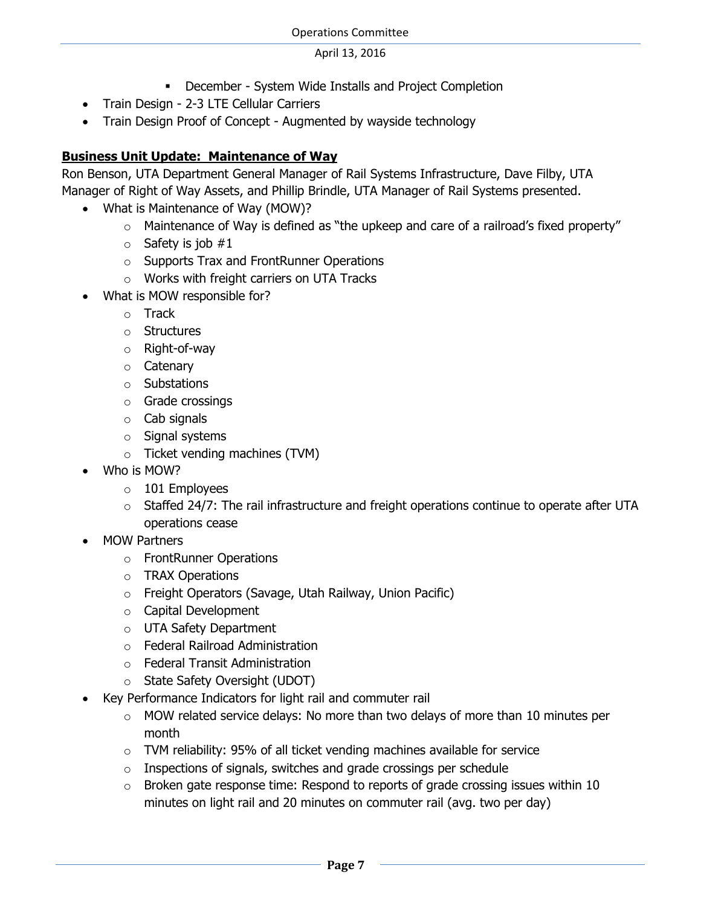- December - System Wide Installs and Project Completion
- Train Design - 2-3 LTE Cellular Carriers
- Train Design Proof of Concept - Augmented by wayside technology

**Business Unit Update: Maintenance of Way**

Ron Benson, UTA Department General Manager of Rail Systems Infrastructure, Dave Filby, UTA Manager of Right of Way Assets, and Phillip Brindle, UTA Manager of Rail Systems presented.

- What is Maintenance of Way (MOW)?
    - Maintenance of Way is defined as "the upkeep and care of a railroad's fixed property"
    - Safety is job #1
    - Supports Trax and FrontRunner Operations
    - Works with freight carriers on UTA Tracks
- What is MOW responsible for?
    - Track
    - Structures
    - Right-of-way
    - Catenary
    - Substations
    - Grade crossings
    - Cab signals
    - Signal systems
    - Ticket vending machines (TVM)
- Who is MOW?
    - 101 Employees
    - Staffed 24/7: The rail infrastructure and freight operations continue to operate after UTA operations cease
- MOW Partners
    - FrontRunner Operations
    - TRAX Operations
    - Freight Operators (Savage, Utah Railway, Union Pacific)
    - Capital Development
    - UTA Safety Department
    - Federal Railroad Administration
    - Federal Transit Administration
    - State Safety Oversight (UDOT)
- Key Performance Indicators for light rail and commuter rail
    - MOW related service delays: No more than two delays of more than 10 minutes per month
    - TVM reliability: 95% of all ticket vending machines available for service
    - Inspections of signals, switches and grade crossings per schedule
    - Broken gate response time: Respond to reports of grade crossing issues within 10 minutes on light rail and 20 minutes on commuter rail (avg. two per day)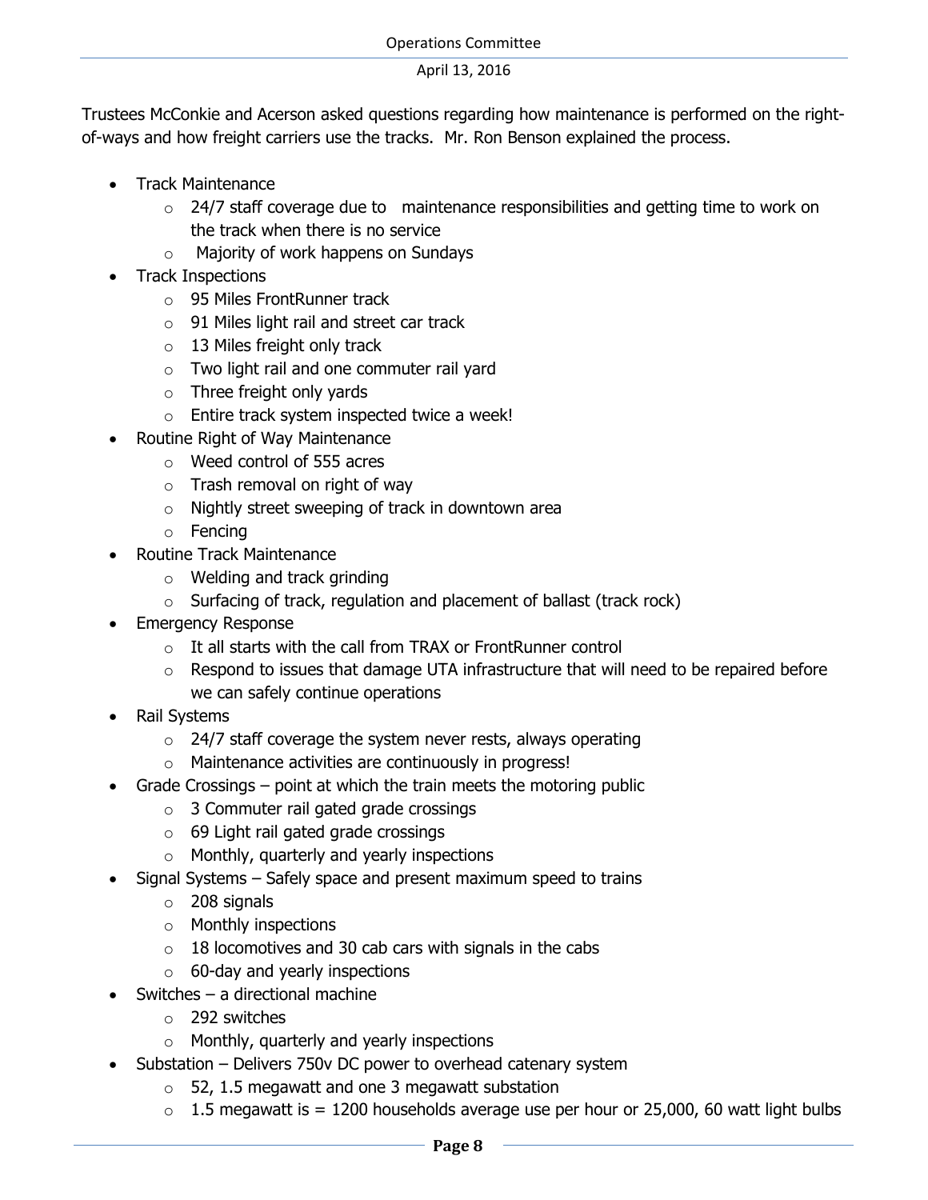Trustees McConkie and Acerson asked questions regarding how maintenance is performed on the right-of-ways and how freight carriers use the tracks. Mr. Ron Benson explained the process.

- Track Maintenance
  - 24/7 staff coverage due to maintenance responsibilities and getting time to work on the track when there is no service
  - Majority of work happens on Sundays
- Track Inspections
  - 95 Miles FrontRunner track
  - 91 Miles light rail and street car track
  - 13 Miles freight only track
  - Two light rail and one commuter rail yard
  - Three freight only yards
  - Entire track system inspected twice a week!
- Routine Right of Way Maintenance
  - Weed control of 555 acres
  - Trash removal on right of way
  - Nightly street sweeping of track in downtown area
  - Fencing
- Routine Track Maintenance
  - Welding and track grinding
  - Surfacing of track, regulation and placement of ballast (track rock)
- Emergency Response
  - It all starts with the call from TRAX or FrontRunner control
  - Respond to issues that damage UTA infrastructure that will need to be repaired before we can safely continue operations
- Rail Systems
  - 24/7 staff coverage the system never rests, always operating
  - Maintenance activities are continuously in progress!
- Grade Crossings – point at which the train meets the motoring public
  - 3 Commuter rail gated grade crossings
  - 69 Light rail gated grade crossings
  - Monthly, quarterly and yearly inspections
- Signal Systems – Safely space and present maximum speed to trains
  - 208 signals
  - Monthly inspections
  - 18 locomotives and 30 cab cars with signals in the cabs
  - 60-day and yearly inspections
- Switches – a directional machine
  - 292 switches
  - Monthly, quarterly and yearly inspections
- Substation – Delivers 750v DC power to overhead catenary system
  - 52, 1.5 megawatt and one 3 megawatt substation
  - 1.5 megawatt is = 1200 households average use per hour or 25,000, 60 watt light bulbs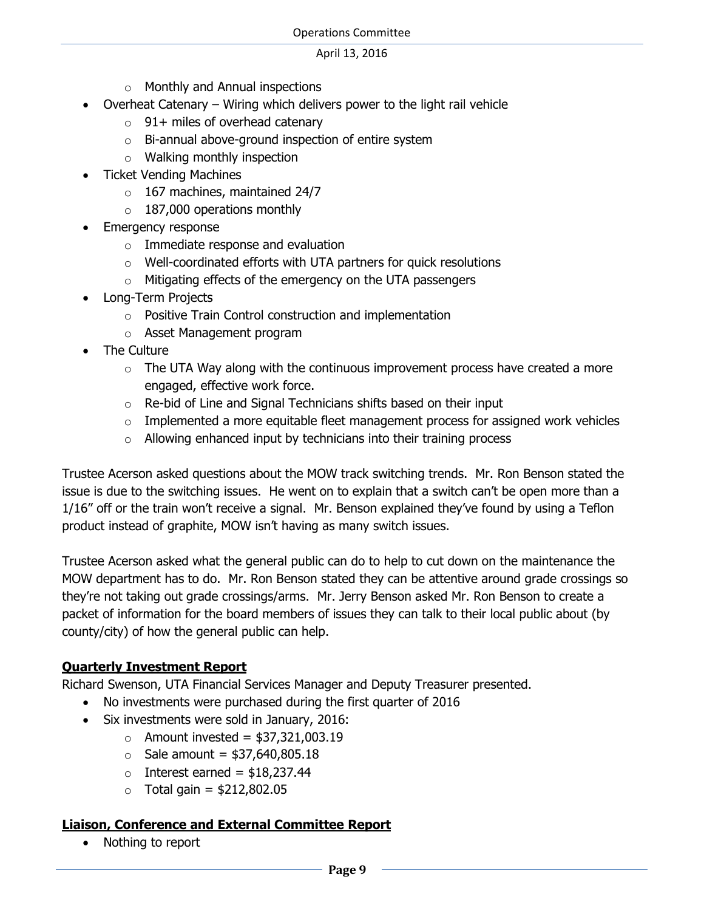- Monthly and Annual inspections
- Overheat Catenary – Wiring which delivers power to the light rail vehicle
    - 91+ miles of overhead catenary
    - Bi-annual above-ground inspection of entire system
    - Walking monthly inspection
- Ticket Vending Machines
    - 167 machines, maintained 24/7
    - 187,000 operations monthly
- Emergency response
    - Immediate response and evaluation
    - Well-coordinated efforts with UTA partners for quick resolutions
    - Mitigating effects of the emergency on the UTA passengers
- Long-Term Projects
    - Positive Train Control construction and implementation
    - Asset Management program
- The Culture
    - The UTA Way along with the continuous improvement process have created a more engaged, effective work force.
    - Re-bid of Line and Signal Technicians shifts based on their input
    - Implemented a more equitable fleet management process for assigned work vehicles
    - Allowing enhanced input by technicians into their training process

Trustee Acerson asked questions about the MOW track switching trends. Mr. Ron Benson stated the issue is due to the switching issues. He went on to explain that a switch can't be open more than a 1/16" off or the train won't receive a signal. Mr. Benson explained they've found by using a Teflon product instead of graphite, MOW isn't having as many switch issues.

Trustee Acerson asked what the general public can do to help to cut down on the maintenance the MOW department has to do. Mr. Ron Benson stated they can be attentive around grade crossings so they're not taking out grade crossings/arms. Mr. Jerry Benson asked Mr. Ron Benson to create a packet of information for the board members of issues they can talk to their local public about (by county/city) of how the general public can help.

**Quarterly Investment Report**

Richard Swenson, UTA Financial Services Manager and Deputy Treasurer presented.

- No investments were purchased during the first quarter of 2016
- Six investments were sold in January, 2016:
    - Amount invested = $37,321,003.19
    - Sale amount = $37,640,805.18
    - Interest earned = $18,237.44
    - Total gain = $212,802.05

**Liaison, Conference and External Committee Report**

- Nothing to report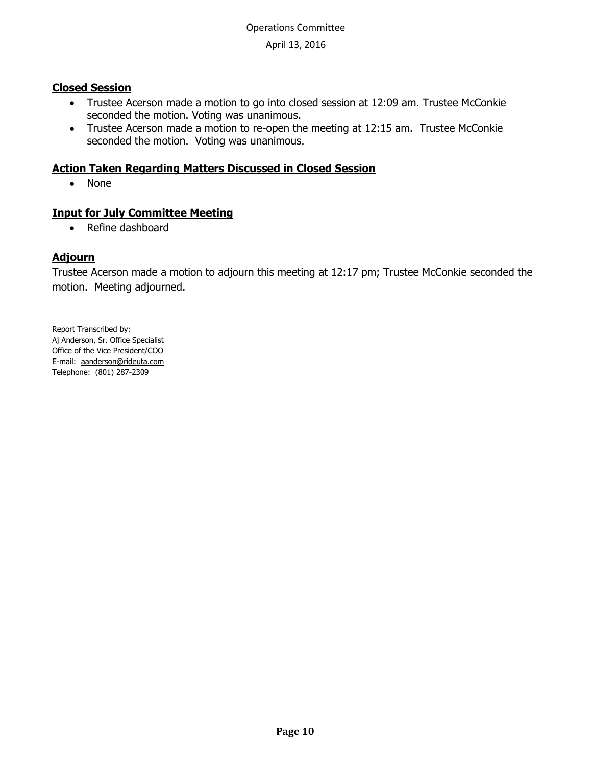## Closed Session

- Trustee Acerson made a motion to go into closed session at 12:09 am. Trustee McConkie seconded the motion. Voting was unanimous.
- Trustee Acerson made a motion to re-open the meeting at 12:15 am. Trustee McConkie seconded the motion. Voting was unanimous.

## Action Taken Regarding Matters Discussed in Closed Session

- None

## Input for July Committee Meeting

- Refine dashboard

## Adjourn

Trustee Acerson made a motion to adjourn this meeting at 12:17 pm; Trustee McConkie seconded the motion. Meeting adjourned.

Report Transcribed by:
Aj Anderson, Sr. Office Specialist
Office of the Vice President/COO
E-mail: aanderson@rideuta.com
Telephone: (801) 287-2309